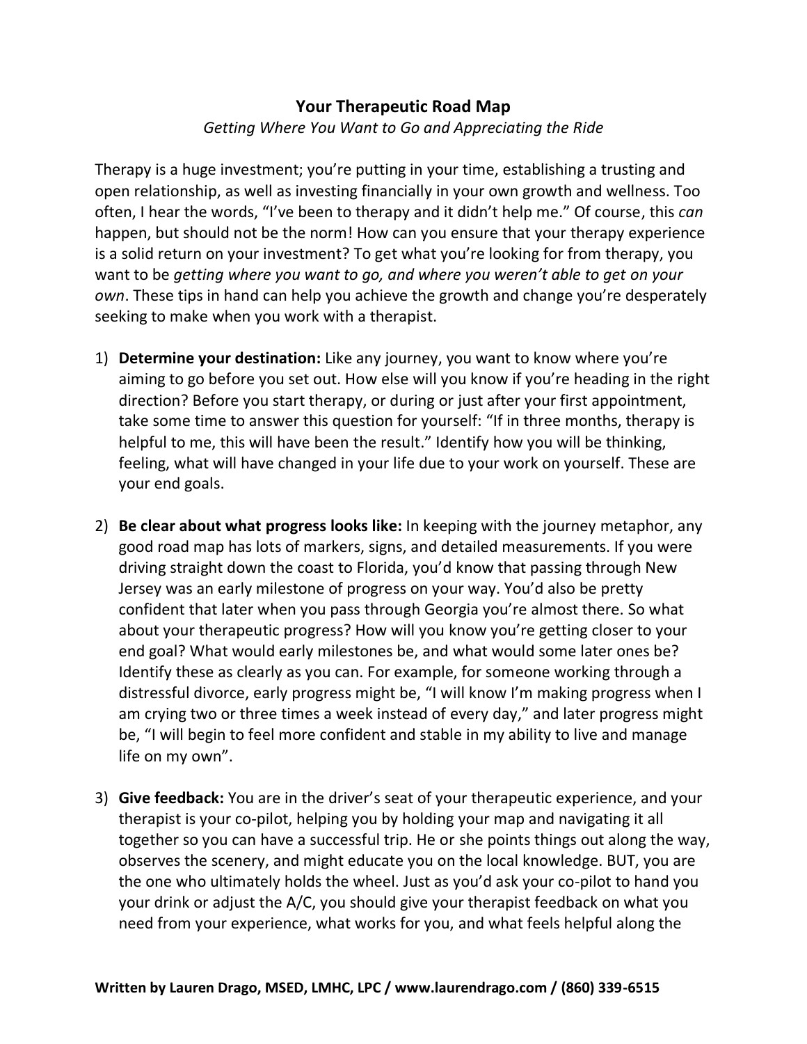# Your Therapeutic Road Map

*Getting Where You Want to Go and Appreciating the Ride*

Therapy is a huge investment; you're putting in your time, establishing a trusting and open relationship, as well as investing financially in your own growth and wellness. Too often, I hear the words, "I've been to therapy and it didn't help me." Of course, this *can* happen, but should not be the norm! How can you ensure that your therapy experience is a solid return on your investment? To get what you're looking for from therapy, you want to be *getting where you want to go, and where you weren't able to get on your own*. These tips in hand can help you achieve the growth and change you're desperately seeking to make when you work with a therapist.

1) **Determine your destination:** Like any journey, you want to know where you're aiming to go before you set out. How else will you know if you're heading in the right direction? Before you start therapy, or during or just after your first appointment, take some time to answer this question for yourself: "If in three months, therapy is helpful to me, this will have been the result." Identify how you will be thinking, feeling, what will have changed in your life due to your work on yourself. These are your end goals.

2) **Be clear about what progress looks like:** In keeping with the journey metaphor, any good road map has lots of markers, signs, and detailed measurements. If you were driving straight down the coast to Florida, you'd know that passing through New Jersey was an early milestone of progress on your way. You'd also be pretty confident that later when you pass through Georgia you're almost there. So what about your therapeutic progress? How will you know you're getting closer to your end goal? What would early milestones be, and what would some later ones be? Identify these as clearly as you can. For example, for someone working through a distressful divorce, early progress might be, "I will know I'm making progress when I am crying two or three times a week instead of every day," and later progress might be, "I will begin to feel more confident and stable in my ability to live and manage life on my own".

3) **Give feedback:** You are in the driver's seat of your therapeutic experience, and your therapist is your co-pilot, helping you by holding your map and navigating it all together so you can have a successful trip. He or she points things out along the way, observes the scenery, and might educate you on the local knowledge. BUT, you are the one who ultimately holds the wheel. Just as you'd ask your co-pilot to hand you your drink or adjust the A/C, you should give your therapist feedback on what you need from your experience, what works for you, and what feels helpful along the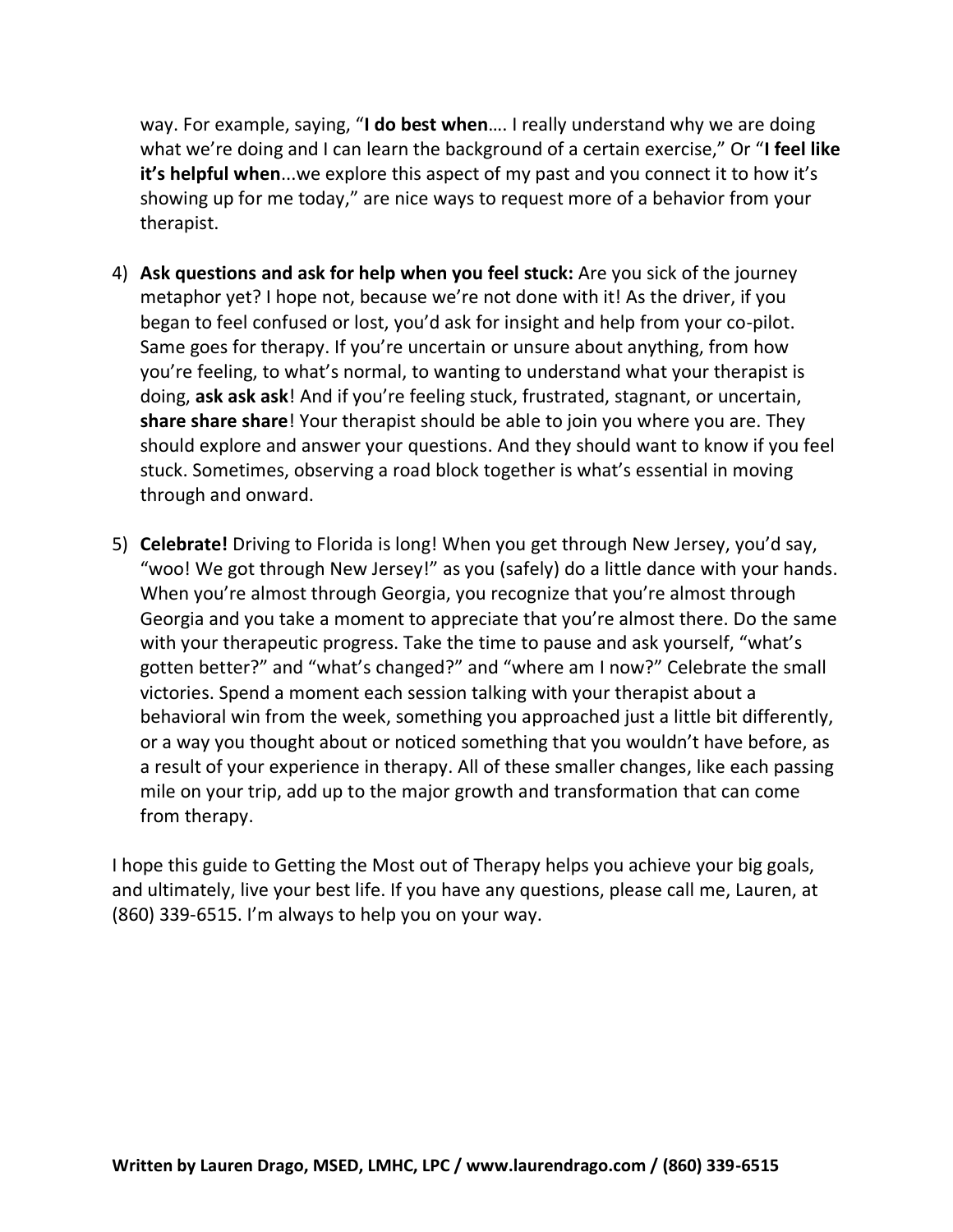way. For example, saying, "**I do best when**…. I really understand why we are doing what we're doing and I can learn the background of a certain exercise," Or "**I feel like it's helpful when**...we explore this aspect of my past and you connect it to how it's showing up for me today," are nice ways to request more of a behavior from your therapist.

4) **Ask questions and ask for help when you feel stuck:** Are you sick of the journey metaphor yet? I hope not, because we're not done with it! As the driver, if you began to feel confused or lost, you'd ask for insight and help from your co-pilot. Same goes for therapy. If you're uncertain or unsure about anything, from how you're feeling, to what's normal, to wanting to understand what your therapist is doing, **ask ask ask**! And if you're feeling stuck, frustrated, stagnant, or uncertain, **share share share**! Your therapist should be able to join you where you are. They should explore and answer your questions. And they should want to know if you feel stuck. Sometimes, observing a road block together is what's essential in moving through and onward.

5) **Celebrate!** Driving to Florida is long! When you get through New Jersey, you'd say, "woo! We got through New Jersey!" as you (safely) do a little dance with your hands. When you're almost through Georgia, you recognize that you're almost through Georgia and you take a moment to appreciate that you're almost there. Do the same with your therapeutic progress. Take the time to pause and ask yourself, "what's gotten better?" and "what's changed?" and "where am I now?" Celebrate the small victories. Spend a moment each session talking with your therapist about a behavioral win from the week, something you approached just a little bit differently, or a way you thought about or noticed something that you wouldn't have before, as a result of your experience in therapy. All of these smaller changes, like each passing mile on your trip, add up to the major growth and transformation that can come from therapy.

I hope this guide to Getting the Most out of Therapy helps you achieve your big goals, and ultimately, live your best life. If you have any questions, please call me, Lauren, at (860) 339-6515. I'm always to help you on your way.

**Written by Lauren Drago, MSED, LMHC, LPC / www.laurendrago.com / (860) 339-6515**